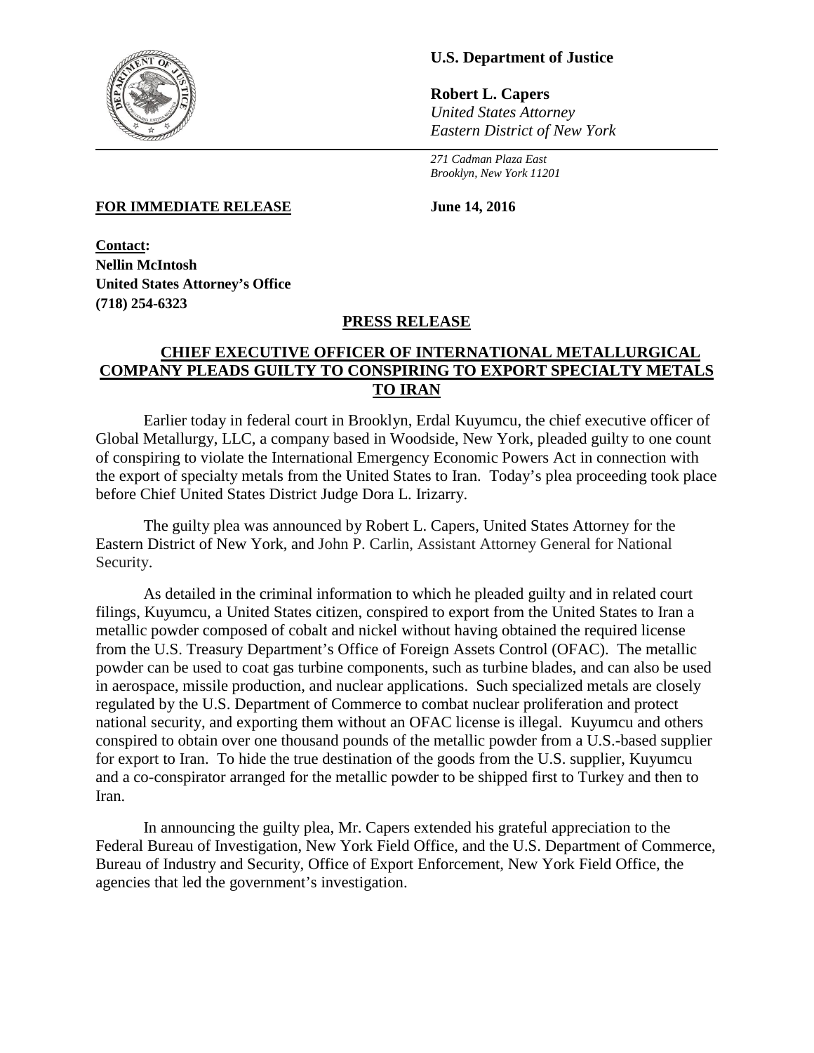**U.S. Department of Justice**

**Robert L. Capers**
*United States Attorney*
*Eastern District of New York*

*271 Cadman Plaza East*
*Brooklyn, New York 11201*

**FOR IMMEDIATE RELEASE** **June 14, 2016**

**Contact:**
**Nellin McIntosh**
**United States Attorney's Office**
**(718) 254-6323**

**PRESS RELEASE**

# CHIEF EXECUTIVE OFFICER OF INTERNATIONAL METALLURGICAL COMPANY PLEADS GUILTY TO CONSPIRING TO EXPORT SPECIALTY METALS TO IRAN

Earlier today in federal court in Brooklyn, Erdal Kuyumcu, the chief executive officer of Global Metallurgy, LLC, a company based in Woodside, New York, pleaded guilty to one count of conspiring to violate the International Emergency Economic Powers Act in connection with the export of specialty metals from the United States to Iran. Today's plea proceeding took place before Chief United States District Judge Dora L. Irizarry.

The guilty plea was announced by Robert L. Capers, United States Attorney for the Eastern District of New York, and John P. Carlin, Assistant Attorney General for National Security.

As detailed in the criminal information to which he pleaded guilty and in related court filings, Kuyumcu, a United States citizen, conspired to export from the United States to Iran a metallic powder composed of cobalt and nickel without having obtained the required license from the U.S. Treasury Department's Office of Foreign Assets Control (OFAC). The metallic powder can be used to coat gas turbine components, such as turbine blades, and can also be used in aerospace, missile production, and nuclear applications. Such specialized metals are closely regulated by the U.S. Department of Commerce to combat nuclear proliferation and protect national security, and exporting them without an OFAC license is illegal. Kuyumcu and others conspired to obtain over one thousand pounds of the metallic powder from a U.S.-based supplier for export to Iran. To hide the true destination of the goods from the U.S. supplier, Kuyumcu and a co-conspirator arranged for the metallic powder to be shipped first to Turkey and then to Iran.

In announcing the guilty plea, Mr. Capers extended his grateful appreciation to the Federal Bureau of Investigation, New York Field Office, and the U.S. Department of Commerce, Bureau of Industry and Security, Office of Export Enforcement, New York Field Office, the agencies that led the government's investigation.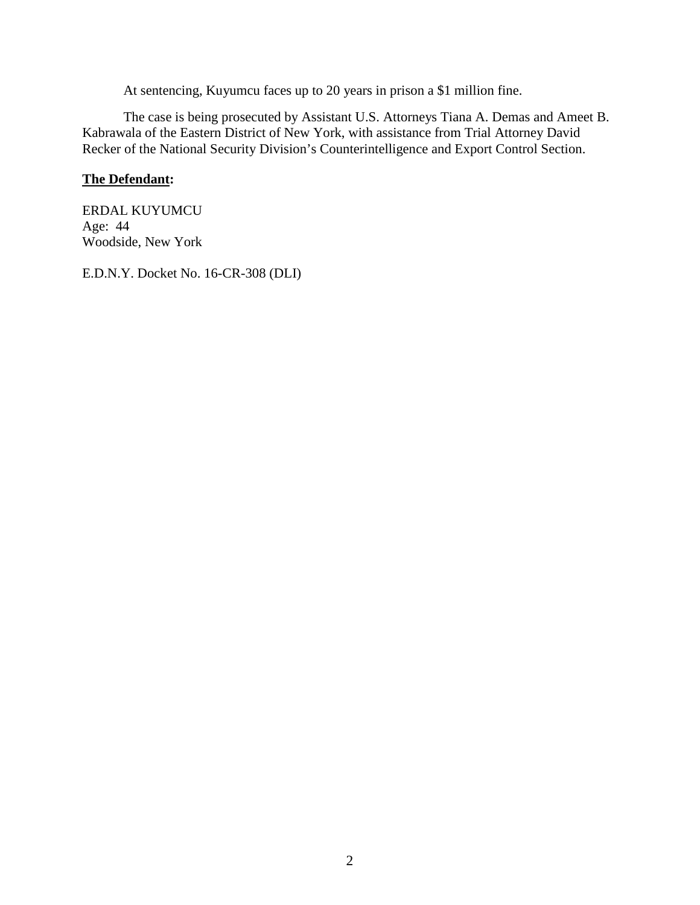At sentencing, Kuyumcu faces up to 20 years in prison a $1 million fine.

The case is being prosecuted by Assistant U.S. Attorneys Tiana A. Demas and Ameet B. Kabrawala of the Eastern District of New York, with assistance from Trial Attorney David Recker of the National Security Division's Counterintelligence and Export Control Section.

**The Defendant:**

ERDAL KUYUMCU
Age: 44
Woodside, New York

E.D.N.Y. Docket No. 16-CR-308 (DLI)